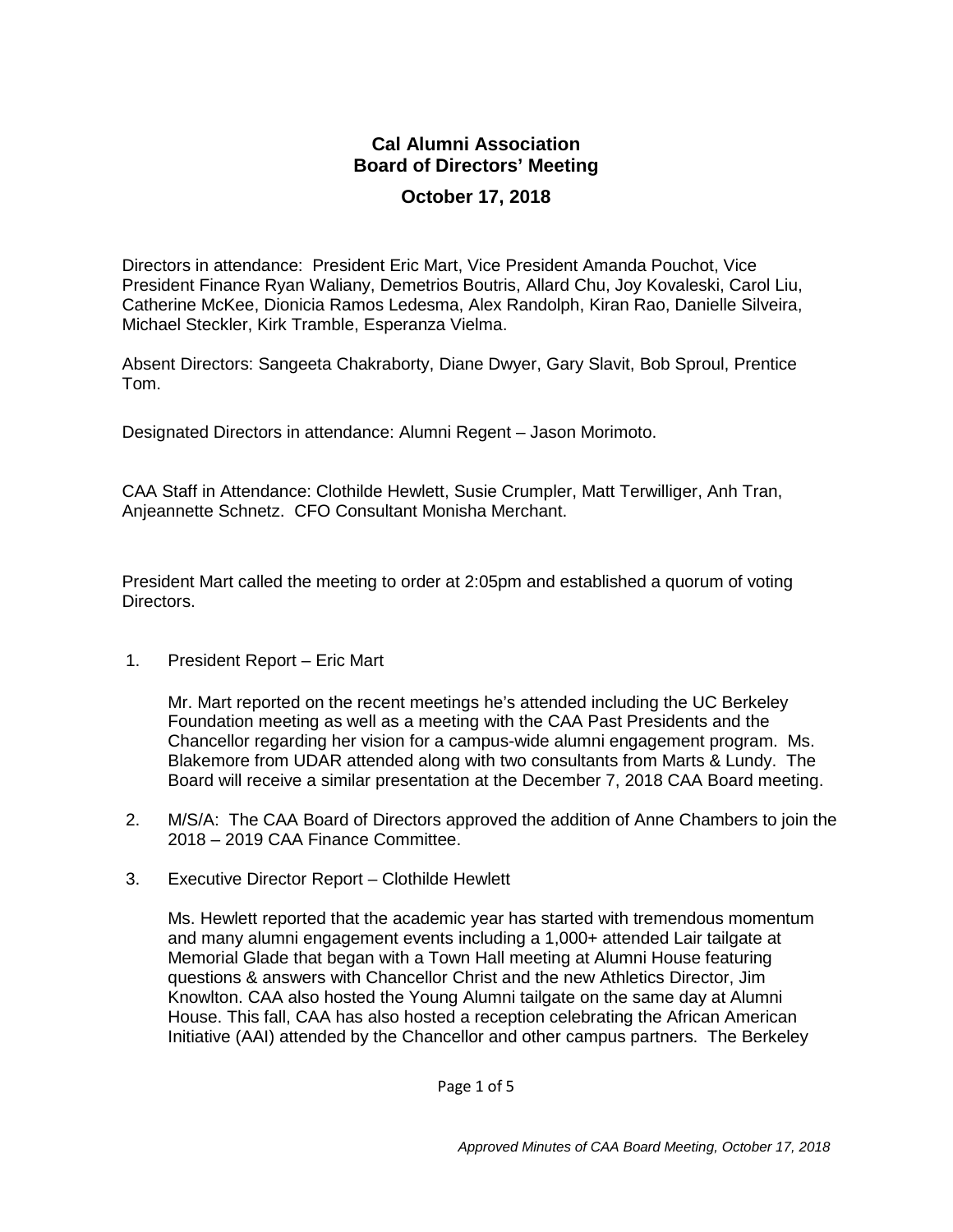# Cal Alumni Association
# Board of Directors' Meeting

## October 17, 2018

Directors in attendance: President Eric Mart, Vice President Amanda Pouchot, Vice President Finance Ryan Waliany, Demetrios Boutris, Allard Chu, Joy Kovaleski, Carol Liu, Catherine McKee, Dionicia Ramos Ledesma, Alex Randolph, Kiran Rao, Danielle Silveira, Michael Steckler, Kirk Tramble, Esperanza Vielma.

Absent Directors: Sangeeta Chakraborty, Diane Dwyer, Gary Slavit, Bob Sproul, Prentice Tom.

Designated Directors in attendance: Alumni Regent – Jason Morimoto.

CAA Staff in Attendance: Clothilde Hewlett, Susie Crumpler, Matt Terwilliger, Anh Tran, Anjeannette Schnetz. CFO Consultant Monisha Merchant.

President Mart called the meeting to order at 2:05pm and established a quorum of voting Directors.

1. President Report – Eric Mart

   Mr. Mart reported on the recent meetings he's attended including the UC Berkeley Foundation meeting as well as a meeting with the CAA Past Presidents and the Chancellor regarding her vision for a campus-wide alumni engagement program. Ms. Blakemore from UDAR attended along with two consultants from Marts & Lundy. The Board will receive a similar presentation at the December 7, 2018 CAA Board meeting.

2. M/S/A: The CAA Board of Directors approved the addition of Anne Chambers to join the 2018 – 2019 CAA Finance Committee.

3. Executive Director Report – Clothilde Hewlett

   Ms. Hewlett reported that the academic year has started with tremendous momentum and many alumni engagement events including a 1,000+ attended Lair tailgate at Memorial Glade that began with a Town Hall meeting at Alumni House featuring questions & answers with Chancellor Christ and the new Athletics Director, Jim Knowlton. CAA also hosted the Young Alumni tailgate on the same day at Alumni House. This fall, CAA has also hosted a reception celebrating the African American Initiative (AAI) attended by the Chancellor and other campus partners. The Berkeley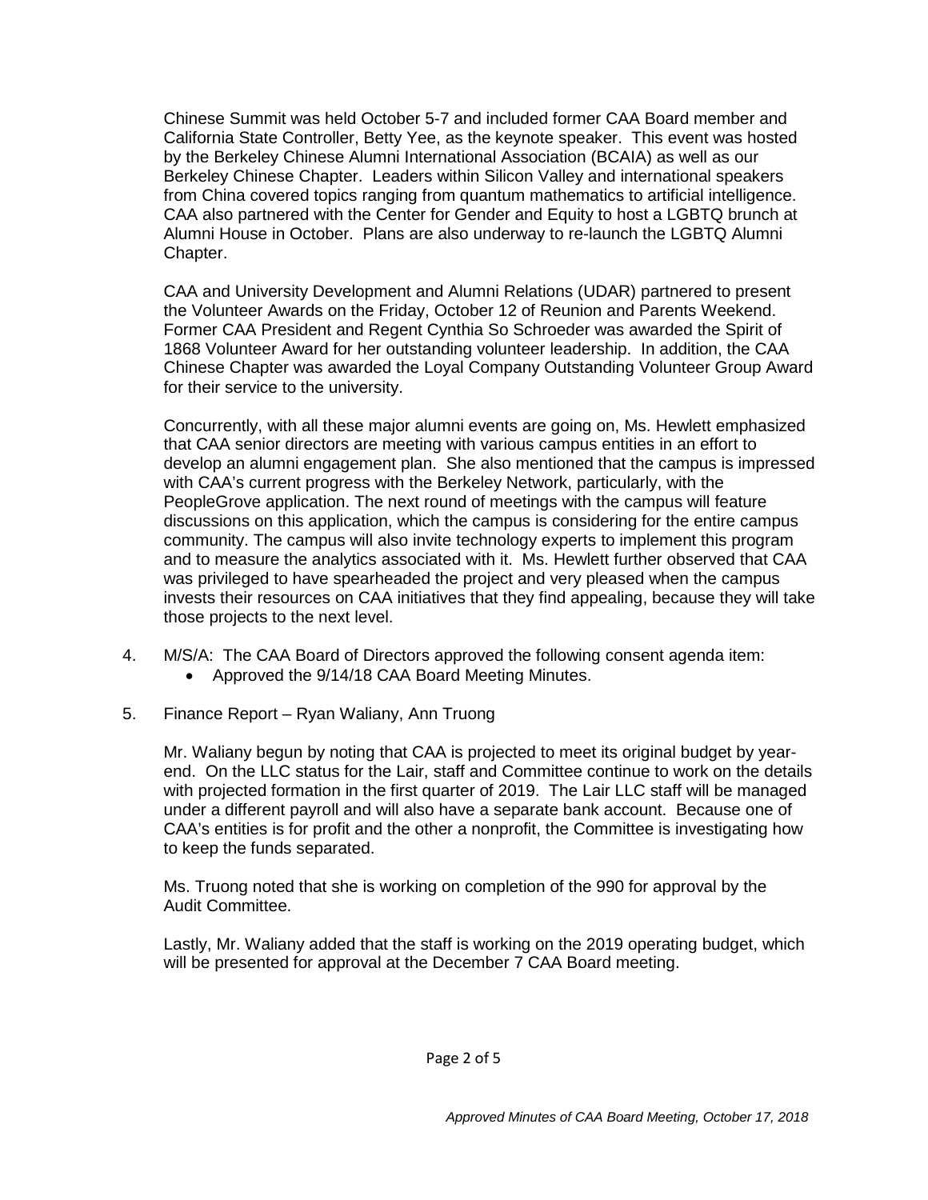Chinese Summit was held October 5-7 and included former CAA Board member and California State Controller, Betty Yee, as the keynote speaker. This event was hosted by the Berkeley Chinese Alumni International Association (BCAIA) as well as our Berkeley Chinese Chapter. Leaders within Silicon Valley and international speakers from China covered topics ranging from quantum mathematics to artificial intelligence. CAA also partnered with the Center for Gender and Equity to host a LGBTQ brunch at Alumni House in October. Plans are also underway to re-launch the LGBTQ Alumni Chapter.

CAA and University Development and Alumni Relations (UDAR) partnered to present the Volunteer Awards on the Friday, October 12 of Reunion and Parents Weekend. Former CAA President and Regent Cynthia So Schroeder was awarded the Spirit of 1868 Volunteer Award for her outstanding volunteer leadership. In addition, the CAA Chinese Chapter was awarded the Loyal Company Outstanding Volunteer Group Award for their service to the university.

Concurrently, with all these major alumni events are going on, Ms. Hewlett emphasized that CAA senior directors are meeting with various campus entities in an effort to develop an alumni engagement plan. She also mentioned that the campus is impressed with CAA's current progress with the Berkeley Network, particularly, with the PeopleGrove application. The next round of meetings with the campus will feature discussions on this application, which the campus is considering for the entire campus community. The campus will also invite technology experts to implement this program and to measure the analytics associated with it. Ms. Hewlett further observed that CAA was privileged to have spearheaded the project and very pleased when the campus invests their resources on CAA initiatives that they find appealing, because they will take those projects to the next level.

4. M/S/A: The CAA Board of Directors approved the following consent agenda item:
   - Approved the 9/14/18 CAA Board Meeting Minutes.

5. Finance Report – Ryan Waliany, Ann Truong

   Mr. Waliany begun by noting that CAA is projected to meet its original budget by year-end. On the LLC status for the Lair, staff and Committee continue to work on the details with projected formation in the first quarter of 2019. The Lair LLC staff will be managed under a different payroll and will also have a separate bank account. Because one of CAA's entities is for profit and the other a nonprofit, the Committee is investigating how to keep the funds separated.

   Ms. Truong noted that she is working on completion of the 990 for approval by the Audit Committee.

   Lastly, Mr. Waliany added that the staff is working on the 2019 operating budget, which will be presented for approval at the December 7 CAA Board meeting.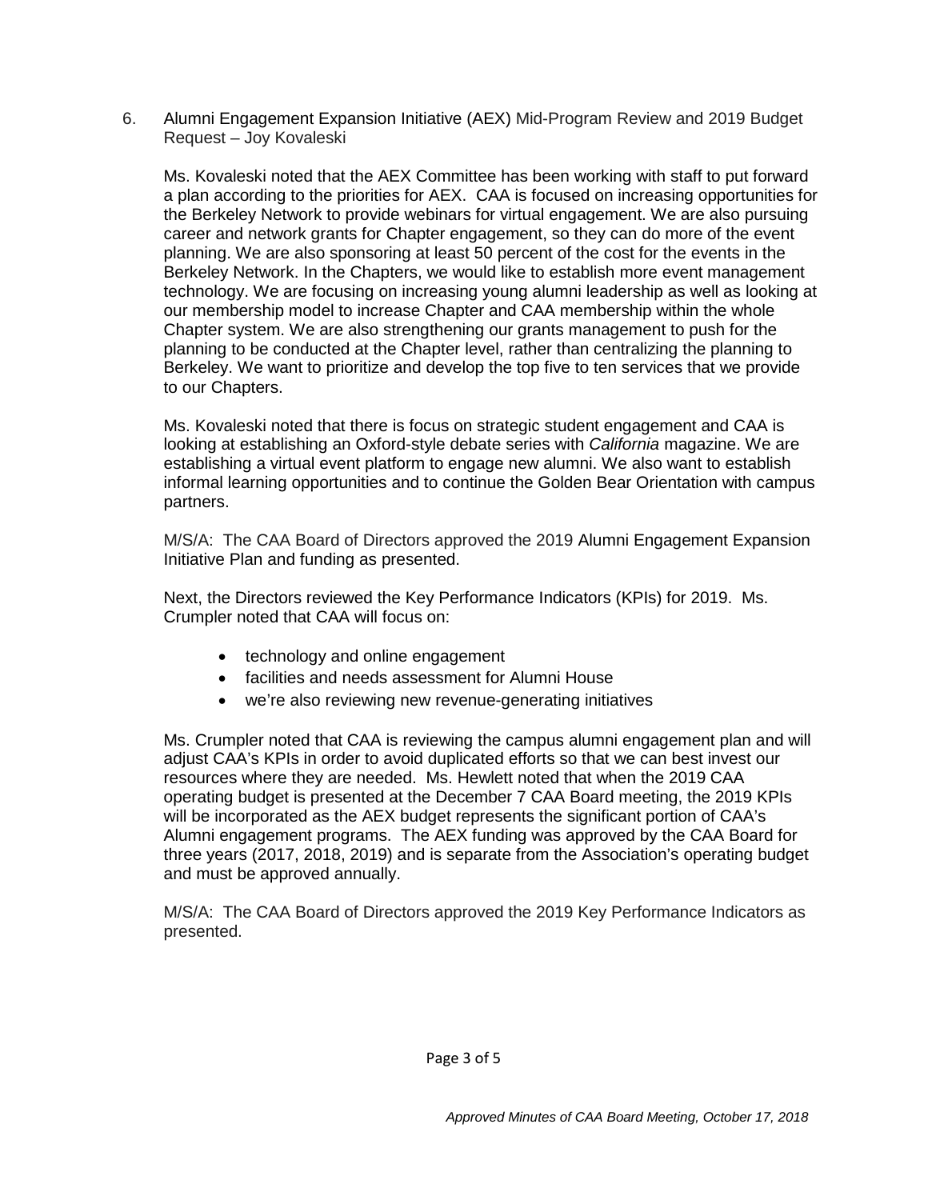6. Alumni Engagement Expansion Initiative (AEX) Mid-Program Review and 2019 Budget Request – Joy Kovaleski

Ms. Kovaleski noted that the AEX Committee has been working with staff to put forward a plan according to the priorities for AEX. CAA is focused on increasing opportunities for the Berkeley Network to provide webinars for virtual engagement. We are also pursuing career and network grants for Chapter engagement, so they can do more of the event planning. We are also sponsoring at least 50 percent of the cost for the events in the Berkeley Network. In the Chapters, we would like to establish more event management technology. We are focusing on increasing young alumni leadership as well as looking at our membership model to increase Chapter and CAA membership within the whole Chapter system. We are also strengthening our grants management to push for the planning to be conducted at the Chapter level, rather than centralizing the planning to Berkeley. We want to prioritize and develop the top five to ten services that we provide to our Chapters.

Ms. Kovaleski noted that there is focus on strategic student engagement and CAA is looking at establishing an Oxford-style debate series with *California* magazine. We are establishing a virtual event platform to engage new alumni. We also want to establish informal learning opportunities and to continue the Golden Bear Orientation with campus partners.

M/S/A: The CAA Board of Directors approved the 2019 Alumni Engagement Expansion Initiative Plan and funding as presented.

Next, the Directors reviewed the Key Performance Indicators (KPIs) for 2019. Ms. Crumpler noted that CAA will focus on:

- technology and online engagement
- facilities and needs assessment for Alumni House
- we're also reviewing new revenue-generating initiatives

Ms. Crumpler noted that CAA is reviewing the campus alumni engagement plan and will adjust CAA's KPIs in order to avoid duplicated efforts so that we can best invest our resources where they are needed. Ms. Hewlett noted that when the 2019 CAA operating budget is presented at the December 7 CAA Board meeting, the 2019 KPIs will be incorporated as the AEX budget represents the significant portion of CAA's Alumni engagement programs. The AEX funding was approved by the CAA Board for three years (2017, 2018, 2019) and is separate from the Association's operating budget and must be approved annually.

M/S/A: The CAA Board of Directors approved the 2019 Key Performance Indicators as presented.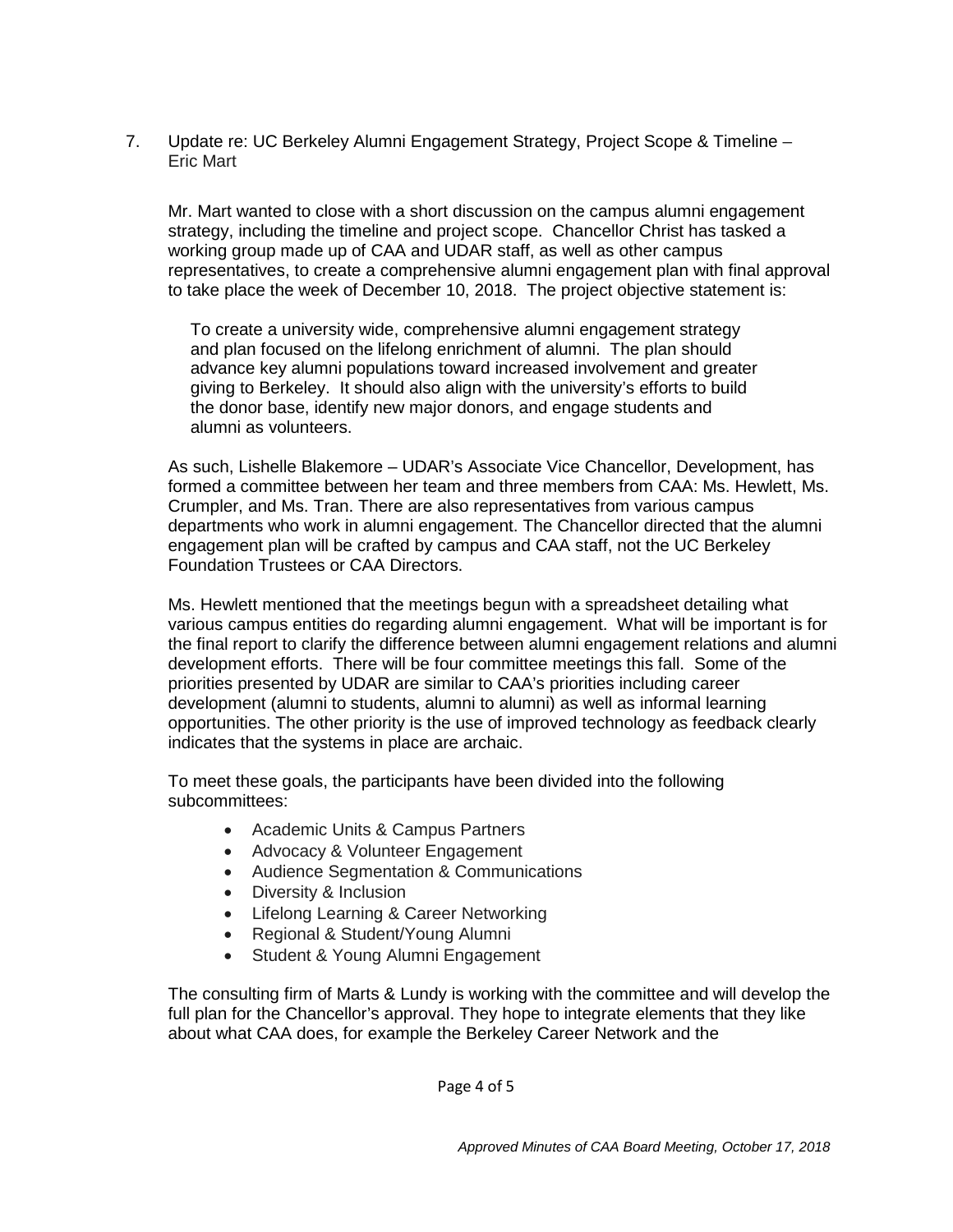7. Update re: UC Berkeley Alumni Engagement Strategy, Project Scope & Timeline – Eric Mart

Mr. Mart wanted to close with a short discussion on the campus alumni engagement strategy, including the timeline and project scope. Chancellor Christ has tasked a working group made up of CAA and UDAR staff, as well as other campus representatives, to create a comprehensive alumni engagement plan with final approval to take place the week of December 10, 2018. The project objective statement is:

> To create a university wide, comprehensive alumni engagement strategy and plan focused on the lifelong enrichment of alumni. The plan should advance key alumni populations toward increased involvement and greater giving to Berkeley. It should also align with the university's efforts to build the donor base, identify new major donors, and engage students and alumni as volunteers.

As such, Lishelle Blakemore – UDAR's Associate Vice Chancellor, Development, has formed a committee between her team and three members from CAA: Ms. Hewlett, Ms. Crumpler, and Ms. Tran. There are also representatives from various campus departments who work in alumni engagement. The Chancellor directed that the alumni engagement plan will be crafted by campus and CAA staff, not the UC Berkeley Foundation Trustees or CAA Directors.

Ms. Hewlett mentioned that the meetings begun with a spreadsheet detailing what various campus entities do regarding alumni engagement. What will be important is for the final report to clarify the difference between alumni engagement relations and alumni development efforts. There will be four committee meetings this fall. Some of the priorities presented by UDAR are similar to CAA's priorities including career development (alumni to students, alumni to alumni) as well as informal learning opportunities. The other priority is the use of improved technology as feedback clearly indicates that the systems in place are archaic.

To meet these goals, the participants have been divided into the following subcommittees:

- Academic Units & Campus Partners
- Advocacy & Volunteer Engagement
- Audience Segmentation & Communications
- Diversity & Inclusion
- Lifelong Learning & Career Networking
- Regional & Student/Young Alumni
- Student & Young Alumni Engagement

The consulting firm of Marts & Lundy is working with the committee and will develop the full plan for the Chancellor's approval. They hope to integrate elements that they like about what CAA does, for example the Berkeley Career Network and the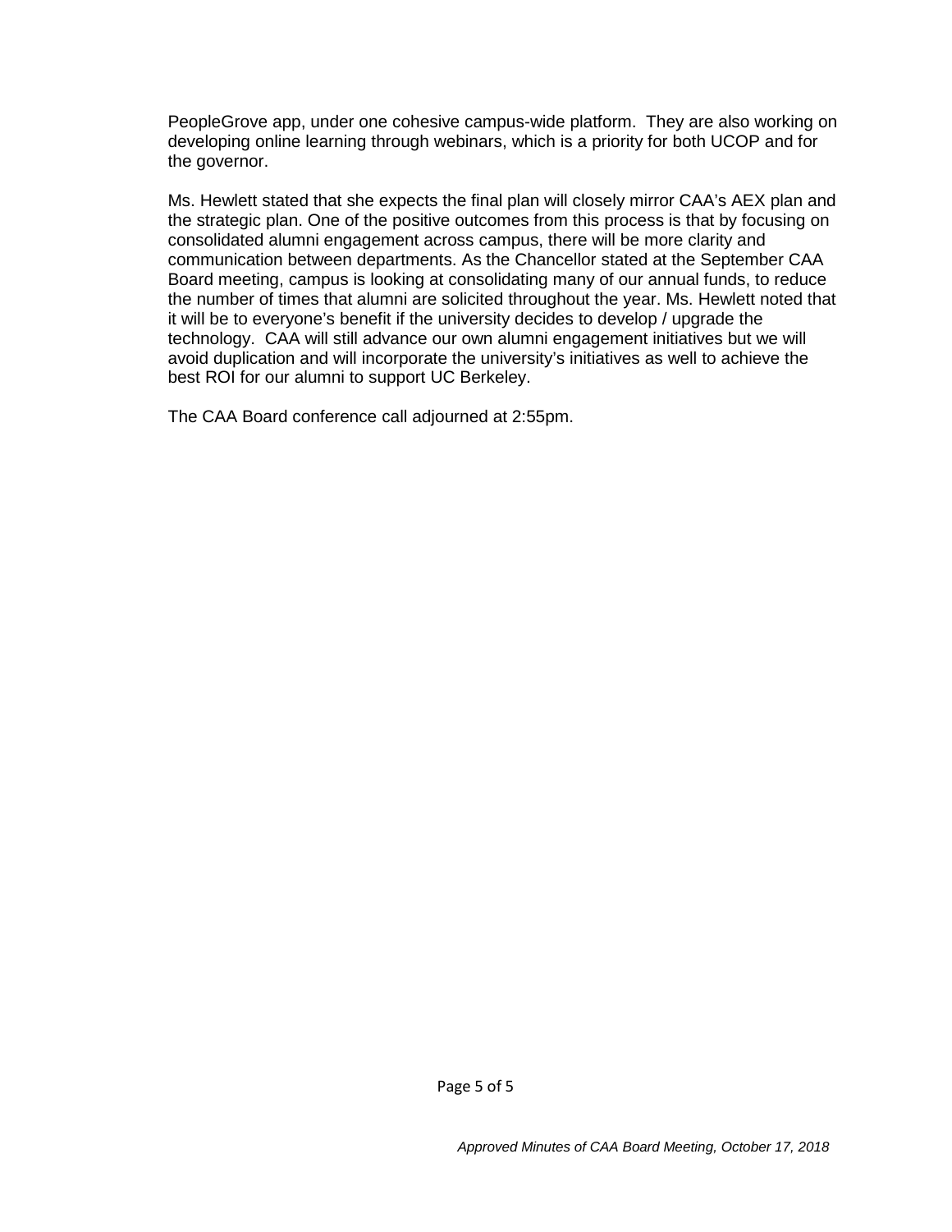PeopleGrove app, under one cohesive campus-wide platform. They are also working on developing online learning through webinars, which is a priority for both UCOP and for the governor.

Ms. Hewlett stated that she expects the final plan will closely mirror CAA's AEX plan and the strategic plan. One of the positive outcomes from this process is that by focusing on consolidated alumni engagement across campus, there will be more clarity and communication between departments. As the Chancellor stated at the September CAA Board meeting, campus is looking at consolidating many of our annual funds, to reduce the number of times that alumni are solicited throughout the year. Ms. Hewlett noted that it will be to everyone's benefit if the university decides to develop / upgrade the technology. CAA will still advance our own alumni engagement initiatives but we will avoid duplication and will incorporate the university's initiatives as well to achieve the best ROI for our alumni to support UC Berkeley.

The CAA Board conference call adjourned at 2:55pm.